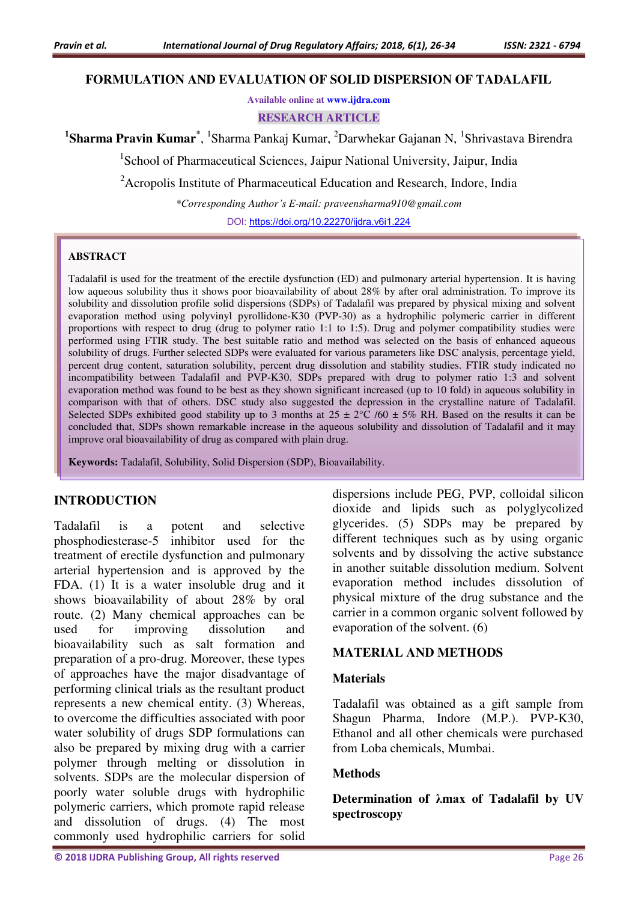# FORMULATION AND EVALUATION OF SOLID DISPERSION OF TADALAFIL

Available online at www.ijdra.com

RESEARCH ARTICLE

[1]**Sharma Pravin Kumar***, [1]Sharma Pankaj Kumar, [2]Darwhekar Gajanan N, [1]Shrivastava Birendra

[1]School of Pharmaceutical Sciences, Jaipur National University, Jaipur, India

[2]Acropolis Institute of Pharmaceutical Education and Research, Indore, India

*\*Corresponding Author's E-mail: praveensharma910@gmail.com*

DOI: https://doi.org/10.22270/ijdra.v6i1.224

## ABSTRACT

Tadalafil is used for the treatment of the erectile dysfunction (ED) and pulmonary arterial hypertension. It is having low aqueous solubility thus it shows poor bioavailability of about 28% by after oral administration. To improve its solubility and dissolution profile solid dispersions (SDPs) of Tadalafil was prepared by physical mixing and solvent evaporation method using polyvinyl pyrollidone-K30 (PVP-30) as a hydrophilic polymeric carrier in different proportions with respect to drug (drug to polymer ratio 1:1 to 1:5). Drug and polymer compatibility studies were performed using FTIR study. The best suitable ratio and method was selected on the basis of enhanced aqueous solubility of drugs. Further selected SDPs were evaluated for various parameters like DSC analysis, percentage yield, percent drug content, saturation solubility, percent drug dissolution and stability studies. FTIR study indicated no incompatibility between Tadalafil and PVP-K30. SDPs prepared with drug to polymer ratio 1:3 and solvent evaporation method was found to be best as they shown significant increased (up to 10 fold) in aqueous solubility in comparison with that of others. DSC study also suggested the depression in the crystalline nature of Tadalafil. Selected SDPs exhibited good stability up to 3 months at 25 ± 2°C /60 ± 5% RH. Based on the results it can be concluded that, SDPs shown remarkable increase in the aqueous solubility and dissolution of Tadalafil and it may improve oral bioavailability of drug as compared with plain drug.

**Keywords:** Tadalafil, Solubility, Solid Dispersion (SDP), Bioavailability.

## INTRODUCTION

Tadalafil is a potent and selective phosphodiesterase-5 inhibitor used for the treatment of erectile dysfunction and pulmonary arterial hypertension and is approved by the FDA. (1) It is a water insoluble drug and it shows bioavailability of about 28% by oral route. (2) Many chemical approaches can be used for improving dissolution and bioavailability such as salt formation and preparation of a pro-drug. Moreover, these types of approaches have the major disadvantage of performing clinical trials as the resultant product represents a new chemical entity. (3) Whereas, to overcome the difficulties associated with poor water solubility of drugs SDP formulations can also be prepared by mixing drug with a carrier polymer through melting or dissolution in solvents. SDPs are the molecular dispersion of poorly water soluble drugs with hydrophilic polymeric carriers, which promote rapid release and dissolution of drugs. (4) The most commonly used hydrophilic carriers for solid dispersions include PEG, PVP, colloidal silicon dioxide and lipids such as polyglycolized glycerides. (5) SDPs may be prepared by different techniques such as by using organic solvents and by dissolving the active substance in another suitable dissolution medium. Solvent evaporation method includes dissolution of physical mixture of the drug substance and the carrier in a common organic solvent followed by evaporation of the solvent. (6)

## MATERIAL AND METHODS

### Materials

Tadalafil was obtained as a gift sample from Shagun Pharma, Indore (M.P.). PVP-K30, Ethanol and all other chemicals were purchased from Loba chemicals, Mumbai.

### Methods

#### Determination of λmax of Tadalafil by UV spectroscopy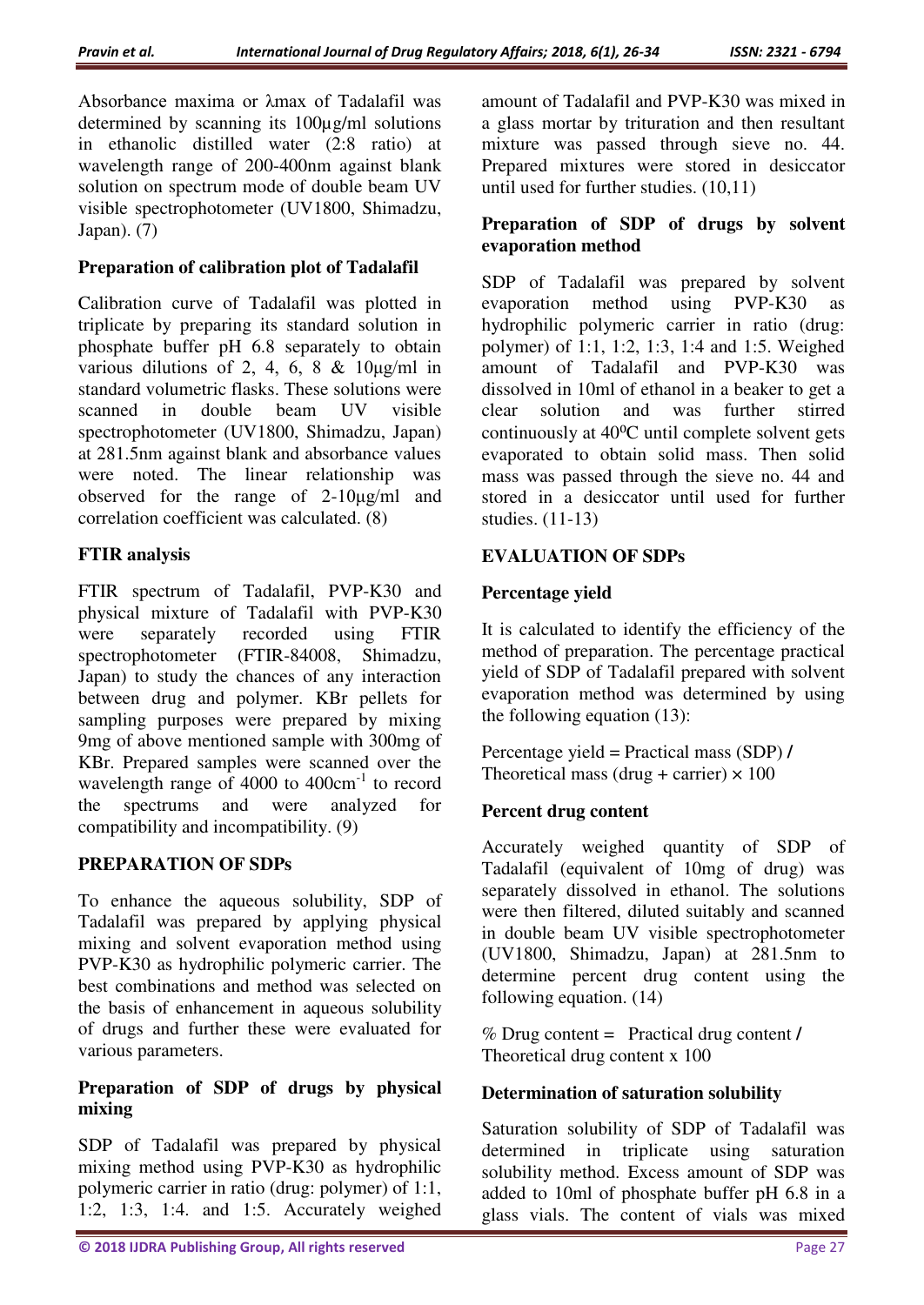Absorbance maxima or λmax of Tadalafil was determined by scanning its 100μg/ml solutions in ethanolic distilled water (2:8 ratio) at wavelength range of 200-400nm against blank solution on spectrum mode of double beam UV visible spectrophotometer (UV1800, Shimadzu, Japan). (7)

### Preparation of calibration plot of Tadalafil

Calibration curve of Tadalafil was plotted in triplicate by preparing its standard solution in phosphate buffer pH 6.8 separately to obtain various dilutions of 2, 4, 6, 8 & 10μg/ml in standard volumetric flasks. These solutions were scanned in double beam UV visible spectrophotometer (UV1800, Shimadzu, Japan) at 281.5nm against blank and absorbance values were noted. The linear relationship was observed for the range of 2-10μg/ml and correlation coefficient was calculated. (8)

### FTIR analysis

FTIR spectrum of Tadalafil, PVP-K30 and physical mixture of Tadalafil with PVP-K30 were separately recorded using FTIR spectrophotometer (FTIR-84008, Shimadzu, Japan) to study the chances of any interaction between drug and polymer. KBr pellets for sampling purposes were prepared by mixing 9mg of above mentioned sample with 300mg of KBr. Prepared samples were scanned over the wavelength range of 4000 to 400cm$^{-1}$ to record the spectrums and were analyzed for compatibility and incompatibility. (9)

## PREPARATION OF SDPs

To enhance the aqueous solubility, SDP of Tadalafil was prepared by applying physical mixing and solvent evaporation method using PVP-K30 as hydrophilic polymeric carrier. The best combinations and method was selected on the basis of enhancement in aqueous solubility of drugs and further these were evaluated for various parameters.

### Preparation of SDP of drugs by physical mixing

SDP of Tadalafil was prepared by physical mixing method using PVP-K30 as hydrophilic polymeric carrier in ratio (drug: polymer) of 1:1, 1:2, 1:3, 1:4. and 1:5. Accurately weighed amount of Tadalafil and PVP-K30 was mixed in a glass mortar by trituration and then resultant mixture was passed through sieve no. 44. Prepared mixtures were stored in desiccator until used for further studies. (10,11)

### Preparation of SDP of drugs by solvent evaporation method

SDP of Tadalafil was prepared by solvent evaporation method using PVP-K30 as hydrophilic polymeric carrier in ratio (drug: polymer) of 1:1, 1:2, 1:3, 1:4 and 1:5. Weighed amount of Tadalafil and PVP-K30 was dissolved in 10ml of ethanol in a beaker to get a clear solution and was further stirred continuously at 40$^{0}$C until complete solvent gets evaporated to obtain solid mass. Then solid mass was passed through the sieve no. 44 and stored in a desiccator until used for further studies. (11-13)

## EVALUATION OF SDPs

### Percentage yield

It is calculated to identify the efficiency of the method of preparation. The percentage practical yield of SDP of Tadalafil prepared with solvent evaporation method was determined by using the following equation (13):

Percentage yield = Practical mass (SDP) / Theoretical mass (drug + carrier) × 100

### Percent drug content

Accurately weighed quantity of SDP of Tadalafil (equivalent of 10mg of drug) was separately dissolved in ethanol. The solutions were then filtered, diluted suitably and scanned in double beam UV visible spectrophotometer (UV1800, Shimadzu, Japan) at 281.5nm to determine percent drug content using the following equation. (14)

% Drug content = Practical drug content / Theoretical drug content x 100

### Determination of saturation solubility

Saturation solubility of SDP of Tadalafil was determined in triplicate using saturation solubility method. Excess amount of SDP was added to 10ml of phosphate buffer pH 6.8 in a glass vials. The content of vials was mixed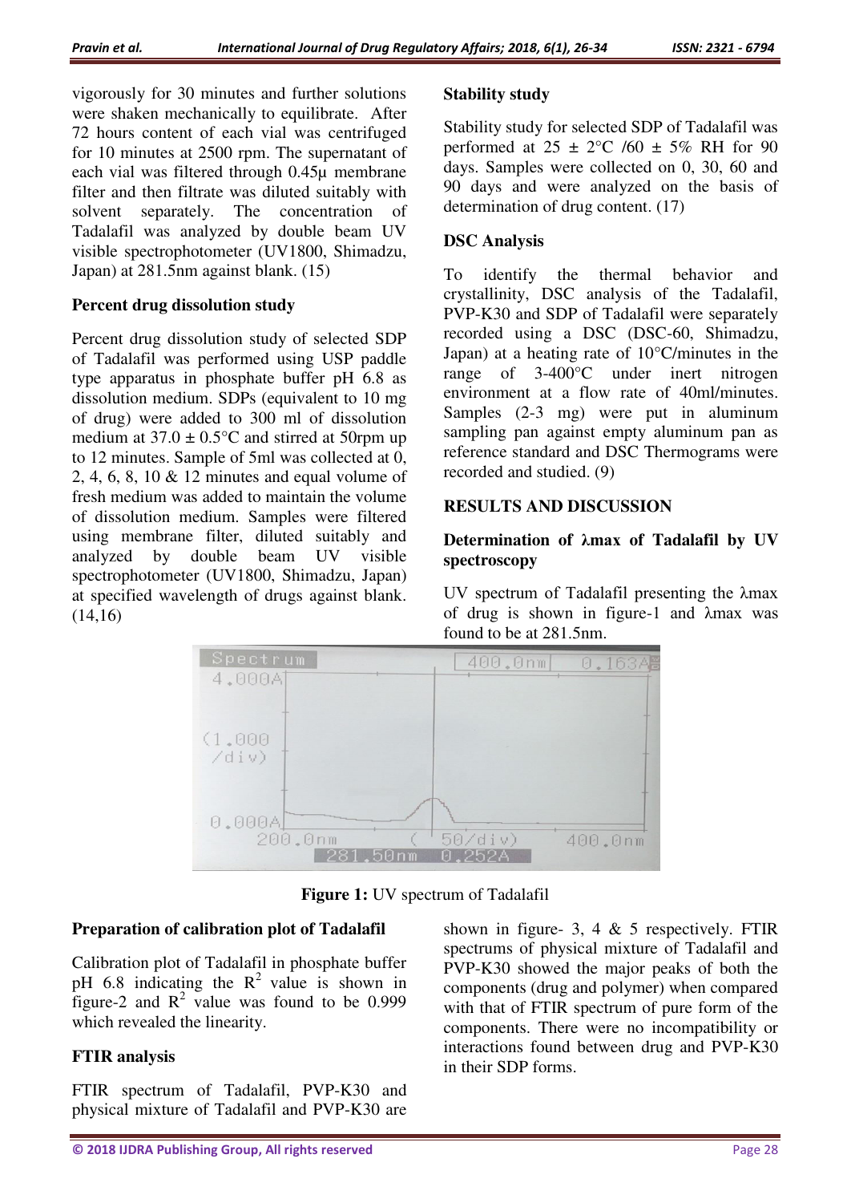vigorously for 30 minutes and further solutions were shaken mechanically to equilibrate. After 72 hours content of each vial was centrifuged for 10 minutes at 2500 rpm. The supernatant of each vial was filtered through 0.45μ membrane filter and then filtrate was diluted suitably with solvent separately. The concentration of Tadalafil was analyzed by double beam UV visible spectrophotometer (UV1800, Shimadzu, Japan) at 281.5nm against blank. (15)

### Percent drug dissolution study

Percent drug dissolution study of selected SDP of Tadalafil was performed using USP paddle type apparatus in phosphate buffer pH 6.8 as dissolution medium. SDPs (equivalent to 10 mg of drug) were added to 300 ml of dissolution medium at 37.0 ± 0.5°C and stirred at 50rpm up to 12 minutes. Sample of 5ml was collected at 0, 2, 4, 6, 8, 10 & 12 minutes and equal volume of fresh medium was added to maintain the volume of dissolution medium. Samples were filtered using membrane filter, diluted suitably and analyzed by double beam UV visible spectrophotometer (UV1800, Shimadzu, Japan) at specified wavelength of drugs against blank. (14,16)

### Stability study

Stability study for selected SDP of Tadalafil was performed at 25 ± 2°C /60 ± 5% RH for 90 days. Samples were collected on 0, 30, 60 and 90 days and were analyzed on the basis of determination of drug content. (17)

### DSC Analysis

To identify the thermal behavior and crystallinity, DSC analysis of the Tadalafil, PVP-K30 and SDP of Tadalafil were separately recorded using a DSC (DSC-60, Shimadzu, Japan) at a heating rate of 10°C/minutes in the range of 3-400°C under inert nitrogen environment at a flow rate of 40ml/minutes. Samples (2-3 mg) were put in aluminum sampling pan against empty aluminum pan as reference standard and DSC Thermograms were recorded and studied. (9)

## RESULTS AND DISCUSSION

### Determination of λmax of Tadalafil by UV spectroscopy

UV spectrum of Tadalafil presenting the λmax of drug is shown in figure-1 and λmax was found to be at 281.5nm.

**Figure 1:** UV spectrum of Tadalafil

### Preparation of calibration plot of Tadalafil

Calibration plot of Tadalafil in phosphate buffer pH 6.8 indicating the $R^2$ value is shown in figure-2 and $R^2$ value was found to be 0.999 which revealed the linearity.

### FTIR analysis

FTIR spectrum of Tadalafil, PVP-K30 and physical mixture of Tadalafil and PVP-K30 are shown in figure- 3, 4 & 5 respectively. FTIR spectrums of physical mixture of Tadalafil and PVP-K30 showed the major peaks of both the components (drug and polymer) when compared with that of FTIR spectrum of pure form of the components. There were no incompatibility or interactions found between drug and PVP-K30 in their SDP forms.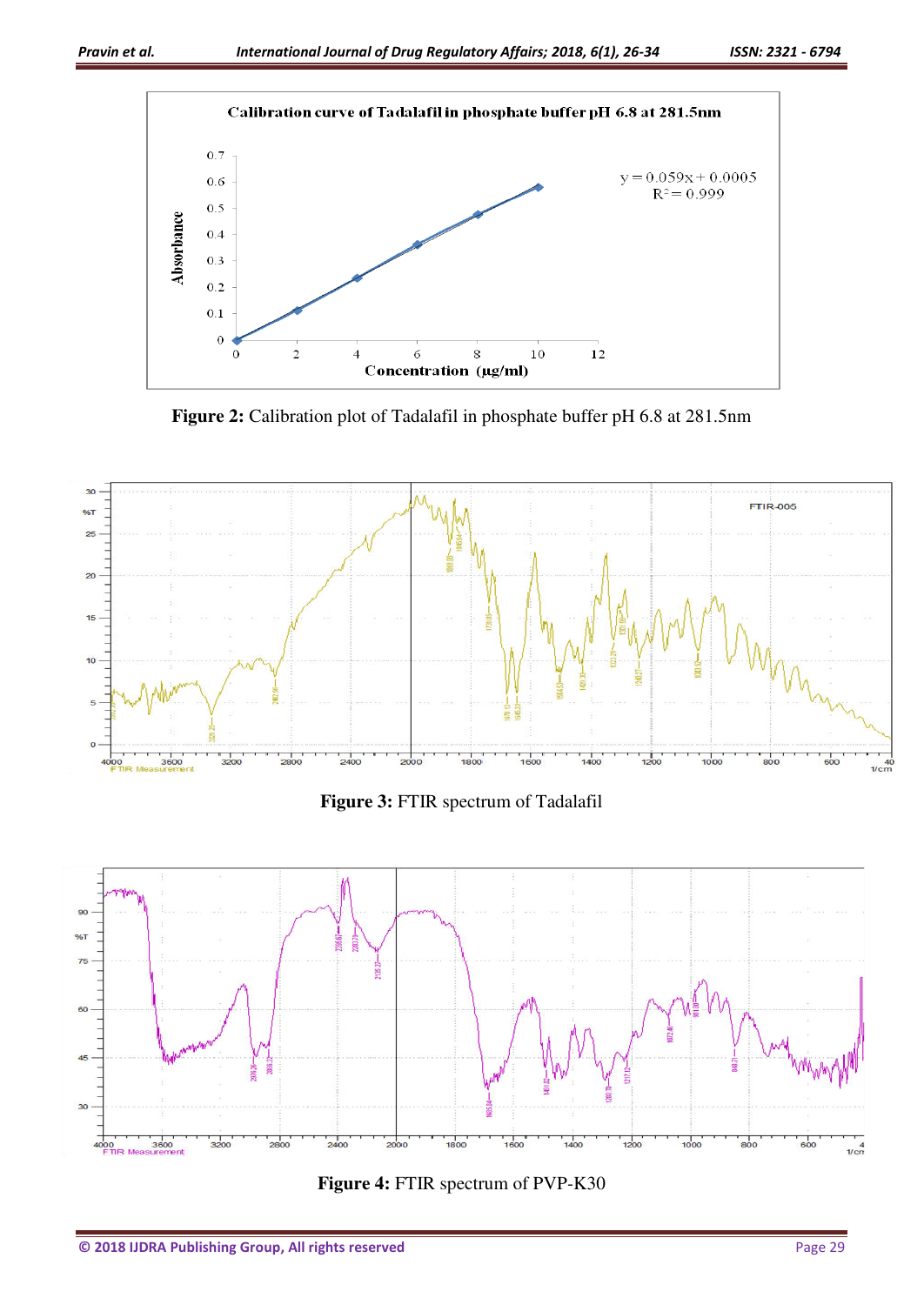**Figure 2:** Calibration plot of Tadalafil in phosphate buffer pH 6.8 at 281.5nm

**Figure 3:** FTIR spectrum of Tadalafil

**Figure 4:** FTIR spectrum of PVP-K30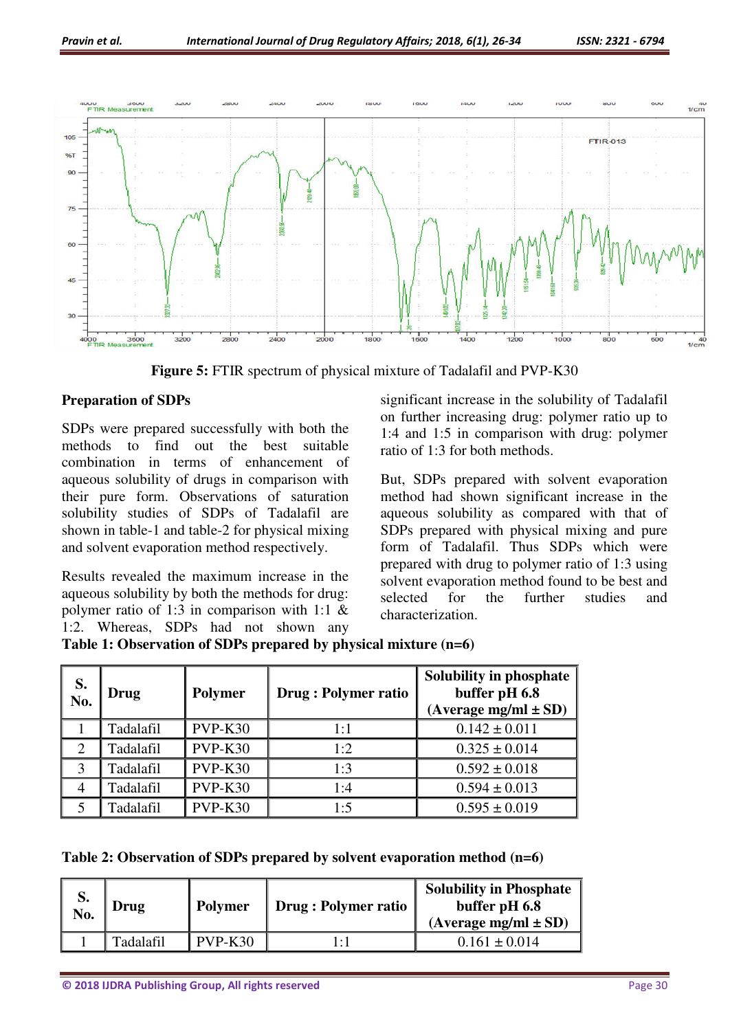Figure 5: FTIR spectrum of physical mixture of Tadalafil and PVP-K30

## Preparation of SDPs

SDPs were prepared successfully with both the methods to find out the best suitable combination in terms of enhancement of aqueous solubility of drugs in comparison with their pure form. Observations of saturation solubility studies of SDPs of Tadalafil are shown in table-1 and table-2 for physical mixing and solvent evaporation method respectively.

Results revealed the maximum increase in the aqueous solubility by both the methods for drug: polymer ratio of 1:3 in comparison with 1:1 & 1:2. Whereas, SDPs had not shown any significant increase in the solubility of Tadalafil on further increasing drug: polymer ratio up to 1:4 and 1:5 in comparison with drug: polymer ratio of 1:3 for both methods.

But, SDPs prepared with solvent evaporation method had shown significant increase in the aqueous solubility as compared with that of SDPs prepared with physical mixing and pure form of Tadalafil. Thus SDPs which were prepared with drug to polymer ratio of 1:3 using solvent evaporation method found to be best and selected for the further studies and characterization.

**Table 1: Observation of SDPs prepared by physical mixture (n=6)**

| S. No. | Drug | Polymer | Drug : Polymer ratio | Solubility in phosphate buffer pH 6.8 (Average mg/ml ± SD) |
|---|---|---|---|---|
| 1 | Tadalafil | PVP-K30 | 1:1 | 0.142 ± 0.011 |
| 2 | Tadalafil | PVP-K30 | 1:2 | 0.325 ± 0.014 |
| 3 | Tadalafil | PVP-K30 | 1:3 | 0.592 ± 0.018 |
| 4 | Tadalafil | PVP-K30 | 1:4 | 0.594 ± 0.013 |
| 5 | Tadalafil | PVP-K30 | 1:5 | 0.595 ± 0.019 |

**Table 2: Observation of SDPs prepared by solvent evaporation method (n=6)**

| S. No. | Drug | Polymer | Drug : Polymer ratio | Solubility in Phosphate buffer pH 6.8 (Average mg/ml ± SD) |
|---|---|---|---|---|
| 1 | Tadalafil | PVP-K30 | 1:1 | 0.161 ± 0.014 |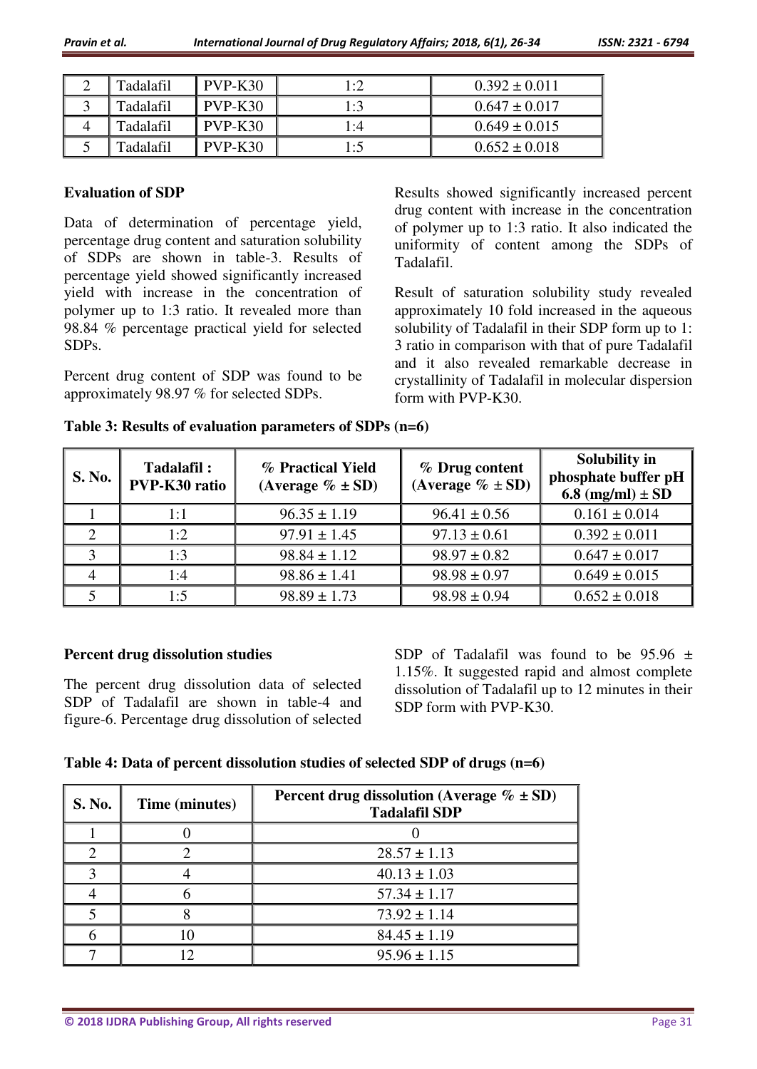| 2 | Tadalafil | PVP-K30 | 1:2 | 0.392 ± 0.011 |
|---|---|---|---|---|
| 3 | Tadalafil | PVP-K30 | 1:3 | 0.647 ± 0.017 |
| 4 | Tadalafil | PVP-K30 | 1:4 | 0.649 ± 0.015 |
| 5 | Tadalafil | PVP-K30 | 1:5 | 0.652 ± 0.018 |

**Evaluation of SDP**

Data of determination of percentage yield, percentage drug content and saturation solubility of SDPs are shown in table-3. Results of percentage yield showed significantly increased yield with increase in the concentration of polymer up to 1:3 ratio. It revealed more than 98.84 % percentage practical yield for selected SDPs.

Percent drug content of SDP was found to be approximately 98.97 % for selected SDPs.

Results showed significantly increased percent drug content with increase in the concentration of polymer up to 1:3 ratio. It also indicated the uniformity of content among the SDPs of Tadalafil.

Result of saturation solubility study revealed approximately 10 fold increased in the aqueous solubility of Tadalafil in their SDP form up to 1: 3 ratio in comparison with that of pure Tadalafil and it also revealed remarkable decrease in crystallinity of Tadalafil in molecular dispersion form with PVP-K30.

**Table 3: Results of evaluation parameters of SDPs (n=6)**

| S. No. | Tadalafil : PVP-K30 ratio | % Practical Yield (Average % ± SD) | % Drug content (Average % ± SD) | Solubility in phosphate buffer pH 6.8 (mg/ml) ± SD |
|---|---|---|---|---|
| 1 | 1:1 | 96.35 ± 1.19 | 96.41 ± 0.56 | 0.161 ± 0.014 |
| 2 | 1:2 | 97.91 ± 1.45 | 97.13 ± 0.61 | 0.392 ± 0.011 |
| 3 | 1:3 | 98.84 ± 1.12 | 98.97 ± 0.82 | 0.647 ± 0.017 |
| 4 | 1:4 | 98.86 ± 1.41 | 98.98 ± 0.97 | 0.649 ± 0.015 |
| 5 | 1:5 | 98.89 ± 1.73 | 98.98 ± 0.94 | 0.652 ± 0.018 |

**Percent drug dissolution studies**

The percent drug dissolution data of selected SDP of Tadalafil are shown in table-4 and figure-6. Percentage drug dissolution of selected SDP of Tadalafil was found to be 95.96 ± 1.15%. It suggested rapid and almost complete dissolution of Tadalafil up to 12 minutes in their SDP form with PVP-K30.

**Table 4: Data of percent dissolution studies of selected SDP of drugs (n=6)**

| S. No. | Time (minutes) | Percent drug dissolution (Average % ± SD) Tadalafil SDP |
|---|---|---|
| 1 | 0 | 0 |
| 2 | 2 | 28.57 ± 1.13 |
| 3 | 4 | 40.13 ± 1.03 |
| 4 | 6 | 57.34 ± 1.17 |
| 5 | 8 | 73.92 ± 1.14 |
| 6 | 10 | 84.45 ± 1.19 |
| 7 | 12 | 95.96 ± 1.15 |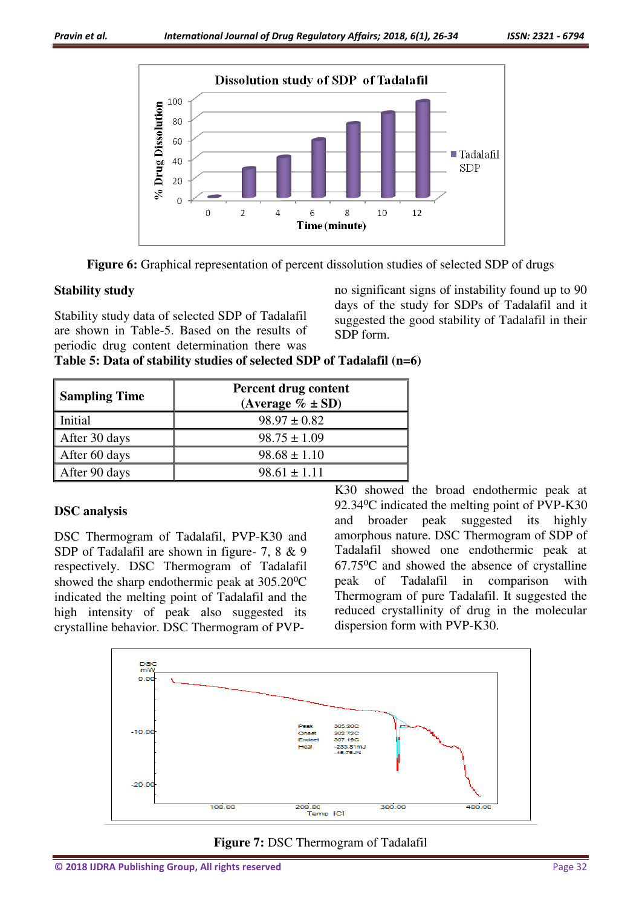Figure 6: Graphical representation of percent dissolution studies of selected SDP of drugs

### Stability study

Stability study data of selected SDP of Tadalafil are shown in Table-5. Based on the results of periodic drug content determination there was no significant signs of instability found up to 90 days of the study for SDPs of Tadalafil and it suggested the good stability of Tadalafil in their SDP form.

**Table 5: Data of stability studies of selected SDP of Tadalafil (n=6)**

| Sampling Time | Percent drug content (Average % ± SD) |
|---|---|
| Initial | 98.97 ± 0.82 |
| After 30 days | 98.75 ± 1.09 |
| After 60 days | 98.68 ± 1.10 |
| After 90 days | 98.61 ± 1.11 |

### DSC analysis

DSC Thermogram of Tadalafil, PVP-K30 and SDP of Tadalafil are shown in figure- 7, 8 & 9 respectively. DSC Thermogram of Tadalafil showed the sharp endothermic peak at 305.20°C indicated the melting point of Tadalafil and the high intensity of peak also suggested its crystalline behavior. DSC Thermogram of PVP-K30 showed the broad endothermic peak at 92.34°C indicated the melting point of PVP-K30 and broader peak suggested its highly amorphous nature. DSC Thermogram of SDP of Tadalafil showed one endothermic peak at 67.75°C and showed the absence of crystalline peak of Tadalafil in comparison with Thermogram of pure Tadalafil. It suggested the reduced crystallinity of drug in the molecular dispersion form with PVP-K30.

**Figure 7:** DSC Thermogram of Tadalafil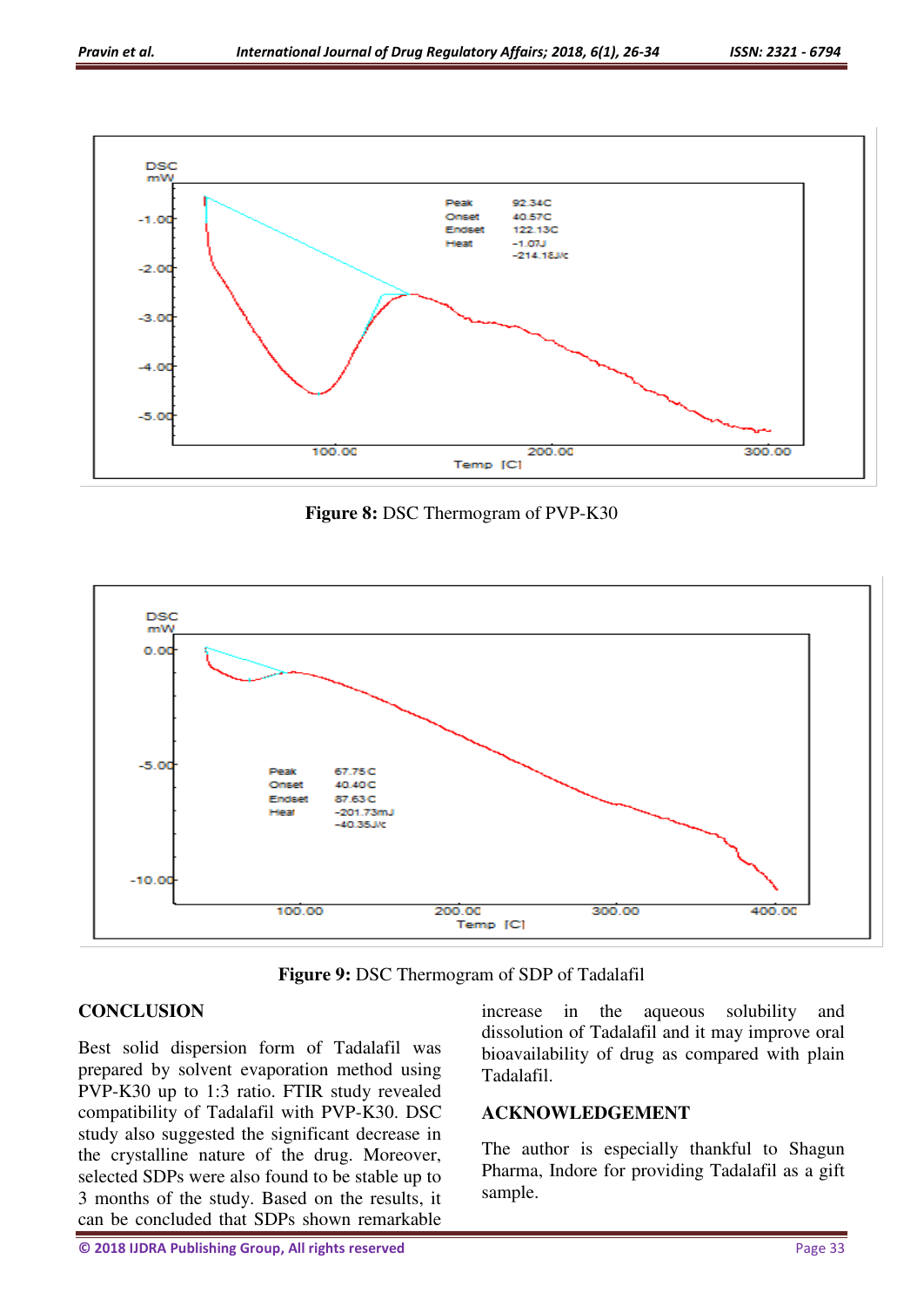Figure 8: DSC Thermogram of PVP-K30

Figure 9: DSC Thermogram of SDP of Tadalafil

## CONCLUSION

Best solid dispersion form of Tadalafil was prepared by solvent evaporation method using PVP-K30 up to 1:3 ratio. FTIR study revealed compatibility of Tadalafil with PVP-K30. DSC study also suggested the significant decrease in the crystalline nature of the drug. Moreover, selected SDPs were also found to be stable up to 3 months of the study. Based on the results, it can be concluded that SDPs shown remarkable increase in the aqueous solubility and dissolution of Tadalafil and it may improve oral bioavailability of drug as compared with plain Tadalafil.

## ACKNOWLEDGEMENT

The author is especially thankful to Shagun Pharma, Indore for providing Tadalafil as a gift sample.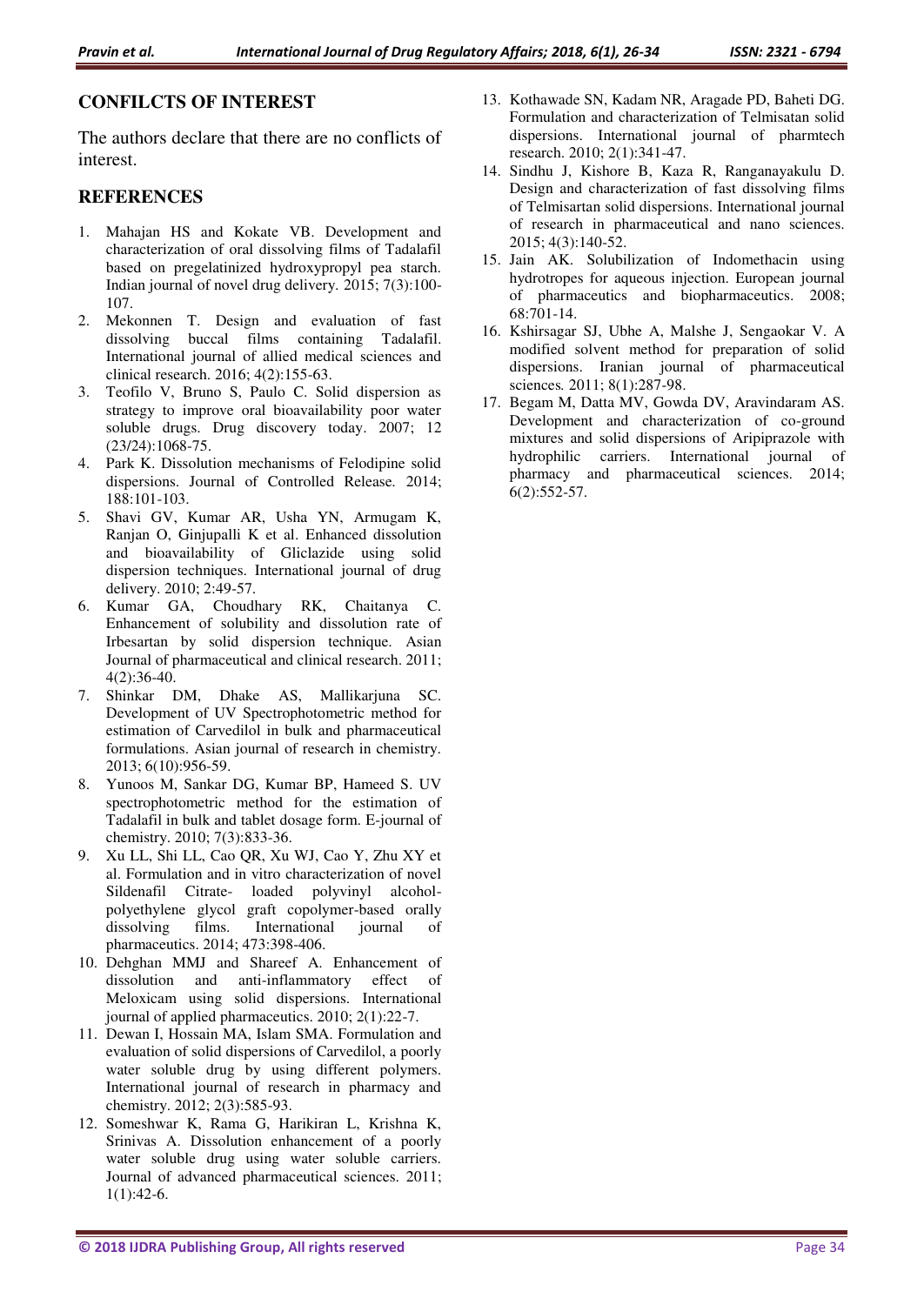## CONFILCTS OF INTEREST

The authors declare that there are no conflicts of interest.

## REFERENCES

1. Mahajan HS and Kokate VB. Development and characterization of oral dissolving films of Tadalafil based on pregelatinized hydroxypropyl pea starch. Indian journal of novel drug delivery. 2015; 7(3):100-107.
2. Mekonnen T. Design and evaluation of fast dissolving buccal films containing Tadalafil. International journal of allied medical sciences and clinical research. 2016; 4(2):155-63.
3. Teofilo V, Bruno S, Paulo C. Solid dispersion as strategy to improve oral bioavailability poor water soluble drugs. Drug discovery today. 2007; 12 (23/24):1068-75.
4. Park K. Dissolution mechanisms of Felodipine solid dispersions. Journal of Controlled Release. 2014; 188:101-103.
5. Shavi GV, Kumar AR, Usha YN, Armugam K, Ranjan O, Ginjupalli K et al. Enhanced dissolution and bioavailability of Gliclazide using solid dispersion techniques. International journal of drug delivery. 2010; 2:49-57.
6. Kumar GA, Choudhary RK, Chaitanya C. Enhancement of solubility and dissolution rate of Irbesartan by solid dispersion technique. Asian Journal of pharmaceutical and clinical research. 2011; 4(2):36-40.
7. Shinkar DM, Dhake AS, Mallikarjuna SC. Development of UV Spectrophotometric method for estimation of Carvedilol in bulk and pharmaceutical formulations. Asian journal of research in chemistry. 2013; 6(10):956-59.
8. Yunoos M, Sankar DG, Kumar BP, Hameed S. UV spectrophotometric method for the estimation of Tadalafil in bulk and tablet dosage form. E-journal of chemistry. 2010; 7(3):833-36.
9. Xu LL, Shi LL, Cao QR, Xu WJ, Cao Y, Zhu XY et al. Formulation and in vitro characterization of novel Sildenafil Citrate- loaded polyvinyl alcohol-polyethylene glycol graft copolymer-based orally dissolving films. International journal of pharmaceutics. 2014; 473:398-406.
10. Dehghan MMJ and Shareef A. Enhancement of dissolution and anti-inflammatory effect of Meloxicam using solid dispersions. International journal of applied pharmaceutics. 2010; 2(1):22-7.
11. Dewan I, Hossain MA, Islam SMA. Formulation and evaluation of solid dispersions of Carvedilol, a poorly water soluble drug by using different polymers. International journal of research in pharmacy and chemistry. 2012; 2(3):585-93.
12. Someshwar K, Rama G, Harikiran L, Krishna K, Srinivas A. Dissolution enhancement of a poorly water soluble drug using water soluble carriers. Journal of advanced pharmaceutical sciences. 2011; 1(1):42-6.
13. Kothawade SN, Kadam NR, Aragade PD, Baheti DG. Formulation and characterization of Telmisatan solid dispersions. International journal of pharmtech research. 2010; 2(1):341-47.
14. Sindhu J, Kishore B, Kaza R, Ranganayakulu D. Design and characterization of fast dissolving films of Telmisartan solid dispersions. International journal of research in pharmaceutical and nano sciences. 2015; 4(3):140-52.
15. Jain AK. Solubilization of Indomethacin using hydrotropes for aqueous injection. European journal of pharmaceutics and biopharmaceutics. 2008; 68:701-14.
16. Kshirsagar SJ, Ubhe A, Malshe J, Sengaokar V. A modified solvent method for preparation of solid dispersions. Iranian journal of pharmaceutical sciences. 2011; 8(1):287-98.
17. Begam M, Datta MV, Gowda DV, Aravindaram AS. Development and characterization of co-ground mixtures and solid dispersions of Aripiprazole with hydrophilic carriers. International journal of pharmacy and pharmaceutical sciences. 2014; 6(2):552-57.